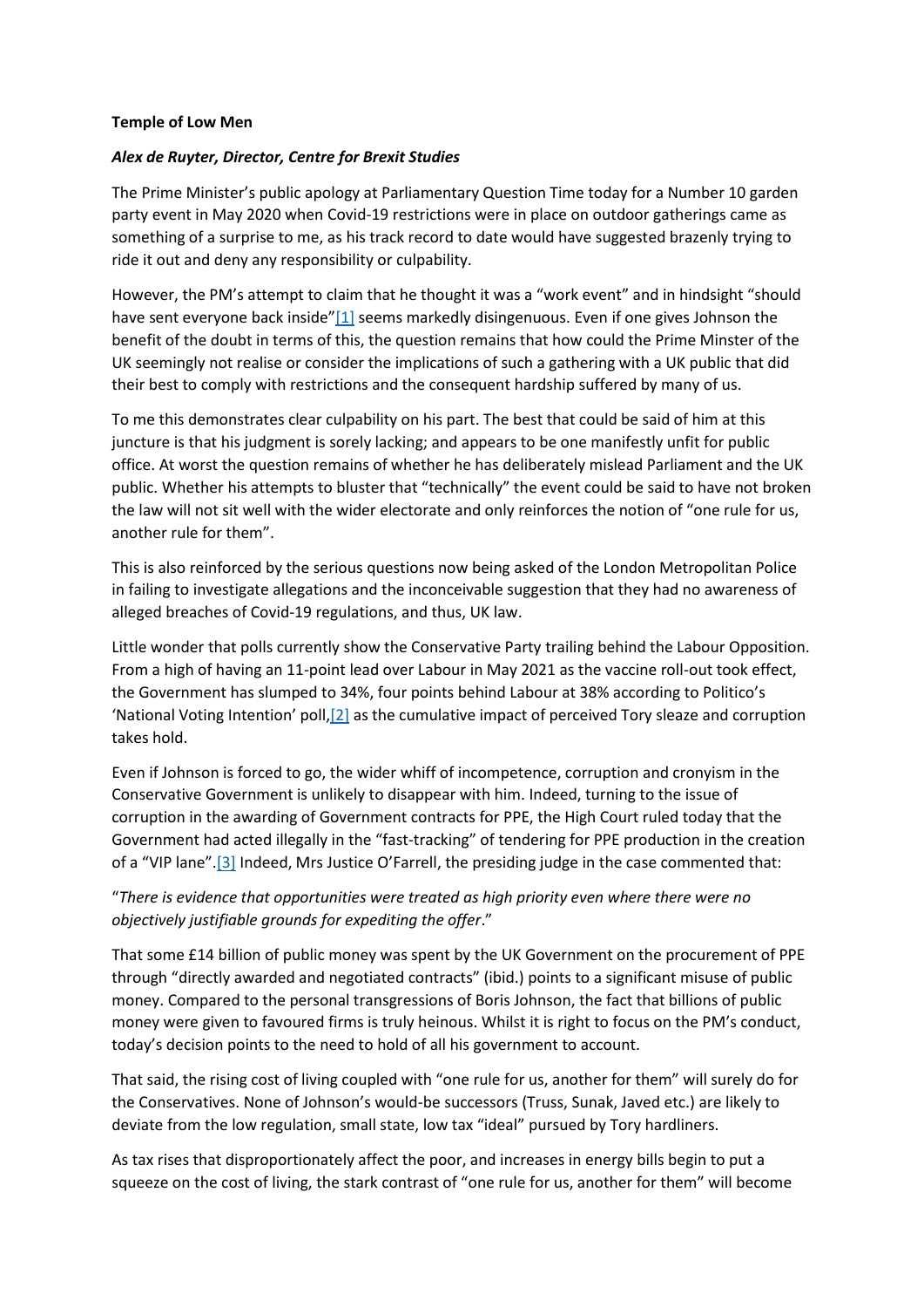**Temple of Low Men**

***Alex de Ruyter, Director, Centre for Brexit Studies***

The Prime Minister's public apology at Parliamentary Question Time today for a Number 10 garden party event in May 2020 when Covid-19 restrictions were in place on outdoor gatherings came as something of a surprise to me, as his track record to date would have suggested brazenly trying to ride it out and deny any responsibility or culpability.

However, the PM's attempt to claim that he thought it was a "work event" and in hindsight "should have sent everyone back inside"[1] seems markedly disingenuous. Even if one gives Johnson the benefit of the doubt in terms of this, the question remains that how could the Prime Minster of the UK seemingly not realise or consider the implications of such a gathering with a UK public that did their best to comply with restrictions and the consequent hardship suffered by many of us.

To me this demonstrates clear culpability on his part. The best that could be said of him at this juncture is that his judgment is sorely lacking; and appears to be one manifestly unfit for public office. At worst the question remains of whether he has deliberately mislead Parliament and the UK public. Whether his attempts to bluster that "technically" the event could be said to have not broken the law will not sit well with the wider electorate and only reinforces the notion of "one rule for us, another rule for them".

This is also reinforced by the serious questions now being asked of the London Metropolitan Police in failing to investigate allegations and the inconceivable suggestion that they had no awareness of alleged breaches of Covid-19 regulations, and thus, UK law.

Little wonder that polls currently show the Conservative Party trailing behind the Labour Opposition. From a high of having an 11-point lead over Labour in May 2021 as the vaccine roll-out took effect, the Government has slumped to 34%, four points behind Labour at 38% according to Politico's 'National Voting Intention' poll,[2] as the cumulative impact of perceived Tory sleaze and corruption takes hold.

Even if Johnson is forced to go, the wider whiff of incompetence, corruption and cronyism in the Conservative Government is unlikely to disappear with him. Indeed, turning to the issue of corruption in the awarding of Government contracts for PPE, the High Court ruled today that the Government had acted illegally in the "fast-tracking" of tendering for PPE production in the creation of a "VIP lane".[3] Indeed, Mrs Justice O'Farrell, the presiding judge in the case commented that:

"*There is evidence that opportunities were treated as high priority even where there were no objectively justifiable grounds for expediting the offer*."

That some £14 billion of public money was spent by the UK Government on the procurement of PPE through "directly awarded and negotiated contracts" (ibid.) points to a significant misuse of public money. Compared to the personal transgressions of Boris Johnson, the fact that billions of public money were given to favoured firms is truly heinous. Whilst it is right to focus on the PM's conduct, today's decision points to the need to hold of all his government to account.

That said, the rising cost of living coupled with "one rule for us, another for them" will surely do for the Conservatives. None of Johnson's would-be successors (Truss, Sunak, Javed etc.) are likely to deviate from the low regulation, small state, low tax "ideal" pursued by Tory hardliners.

As tax rises that disproportionately affect the poor, and increases in energy bills begin to put a squeeze on the cost of living, the stark contrast of "one rule for us, another for them" will become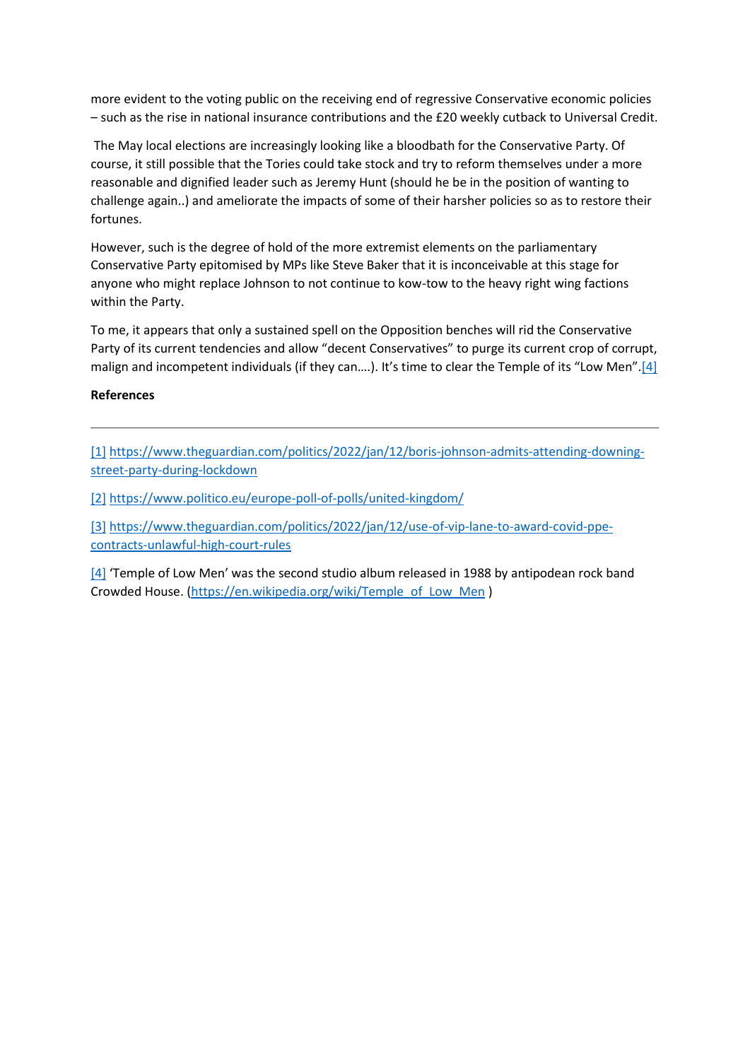more evident to the voting public on the receiving end of regressive Conservative economic policies – such as the rise in national insurance contributions and the £20 weekly cutback to Universal Credit.

The May local elections are increasingly looking like a bloodbath for the Conservative Party. Of course, it still possible that the Tories could take stock and try to reform themselves under a more reasonable and dignified leader such as Jeremy Hunt (should he be in the position of wanting to challenge again..) and ameliorate the impacts of some of their harsher policies so as to restore their fortunes.

However, such is the degree of hold of the more extremist elements on the parliamentary Conservative Party epitomised by MPs like Steve Baker that it is inconceivable at this stage for anyone who might replace Johnson to not continue to kow-tow to the heavy right wing factions within the Party.

To me, it appears that only a sustained spell on the Opposition benches will rid the Conservative Party of its current tendencies and allow "decent Conservatives" to purge its current crop of corrupt, malign and incompetent individuals (if they can….). It's time to clear the Temple of its "Low Men".[4]

**References**

---

[1] https://www.theguardian.com/politics/2022/jan/12/boris-johnson-admits-attending-downing-street-party-during-lockdown

[2] https://www.politico.eu/europe-poll-of-polls/united-kingdom/

[3] https://www.theguardian.com/politics/2022/jan/12/use-of-vip-lane-to-award-covid-ppe-contracts-unlawful-high-court-rules

[4] 'Temple of Low Men' was the second studio album released in 1988 by antipodean rock band Crowded House. (https://en.wikipedia.org/wiki/Temple_of_Low_Men )